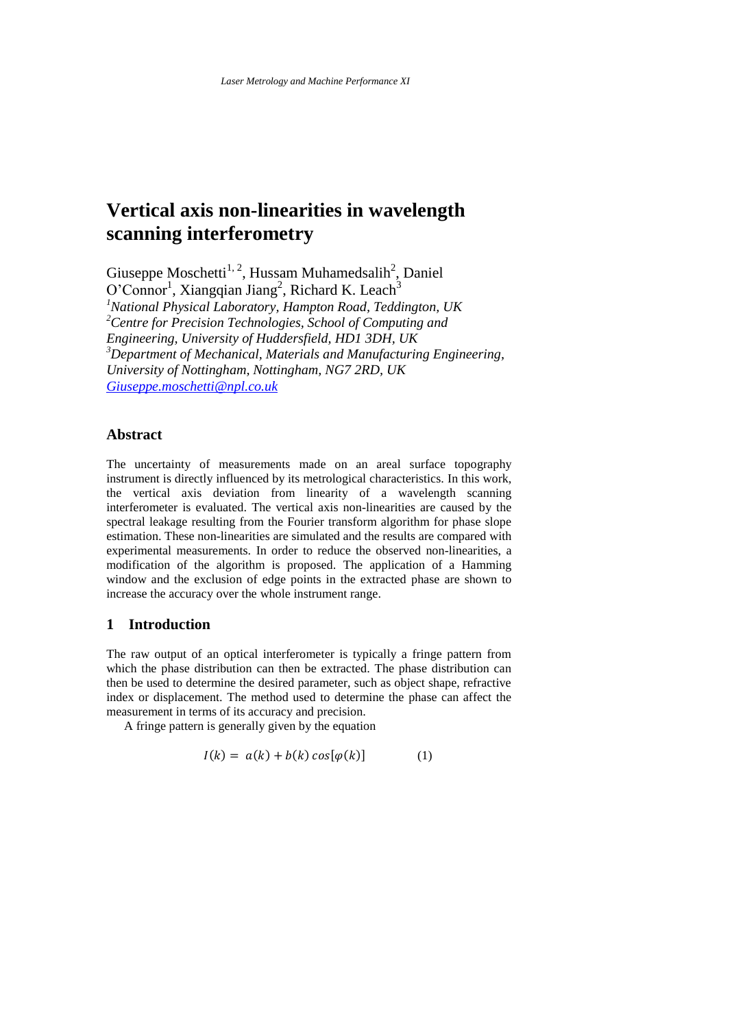# Vertical axis non-linearities in wavelength scanning interferometry

Giuseppe Moschetti[1, 2], Hussam Muhamedsalih[2], Daniel O'Connor[1], Xiangqian Jiang[2], Richard K. Leach[3]

[1]*National Physical Laboratory, Hampton Road, Teddington, UK*
[2]*Centre for Precision Technologies, School of Computing and Engineering, University of Huddersfield, HD1 3DH, UK*
[3]*Department of Mechanical, Materials and Manufacturing Engineering, University of Nottingham, Nottingham, NG7 2RD, UK*
Giuseppe.moschetti@npl.co.uk

## Abstract

The uncertainty of measurements made on an areal surface topography instrument is directly influenced by its metrological characteristics. In this work, the vertical axis deviation from linearity of a wavelength scanning interferometer is evaluated. The vertical axis non-linearities are caused by the spectral leakage resulting from the Fourier transform algorithm for phase slope estimation. These non-linearities are simulated and the results are compared with experimental measurements. In order to reduce the observed non-linearities, a modification of the algorithm is proposed. The application of a Hamming window and the exclusion of edge points in the extracted phase are shown to increase the accuracy over the whole instrument range.

## 1 Introduction

The raw output of an optical interferometer is typically a fringe pattern from which the phase distribution can then be extracted. The phase distribution can then be used to determine the desired parameter, such as object shape, refractive index or displacement. The method used to determine the phase can affect the measurement in terms of its accuracy and precision.

A fringe pattern is generally given by the equation

$$I(k) = a(k) + b(k)\cos[\varphi(k)] \qquad (1)$$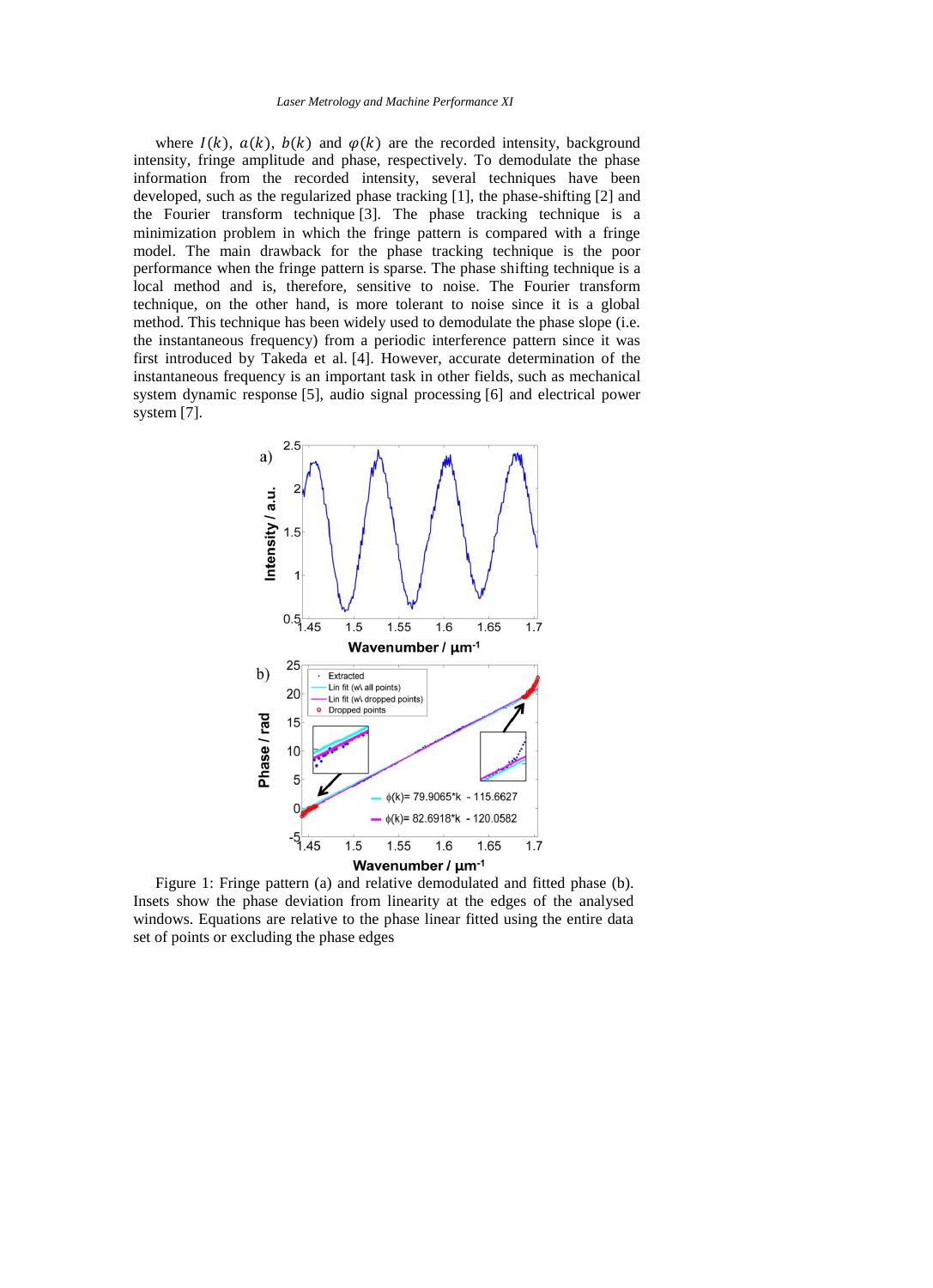where $I(k)$, $a(k)$, $b(k)$ and $\varphi(k)$ are the recorded intensity, background intensity, fringe amplitude and phase, respectively. To demodulate the phase information from the recorded intensity, several techniques have been developed, such as the regularized phase tracking [1], the phase-shifting [2] and the Fourier transform technique [3]. The phase tracking technique is a minimization problem in which the fringe pattern is compared with a fringe model. The main drawback for the phase tracking technique is the poor performance when the fringe pattern is sparse. The phase shifting technique is a local method and is, therefore, sensitive to noise. The Fourier transform technique, on the other hand, is more tolerant to noise since it is a global method. This technique has been widely used to demodulate the phase slope (i.e. the instantaneous frequency) from a periodic interference pattern since it was first introduced by Takeda et al. [4]. However, accurate determination of the instantaneous frequency is an important task in other fields, such as mechanical system dynamic response [5], audio signal processing [6] and electrical power system [7].

Figure 1: Fringe pattern (a) and relative demodulated and fitted phase (b). Insets show the phase deviation from linearity at the edges of the analysed windows. Equations are relative to the phase linear fitted using the entire data set of points or excluding the phase edges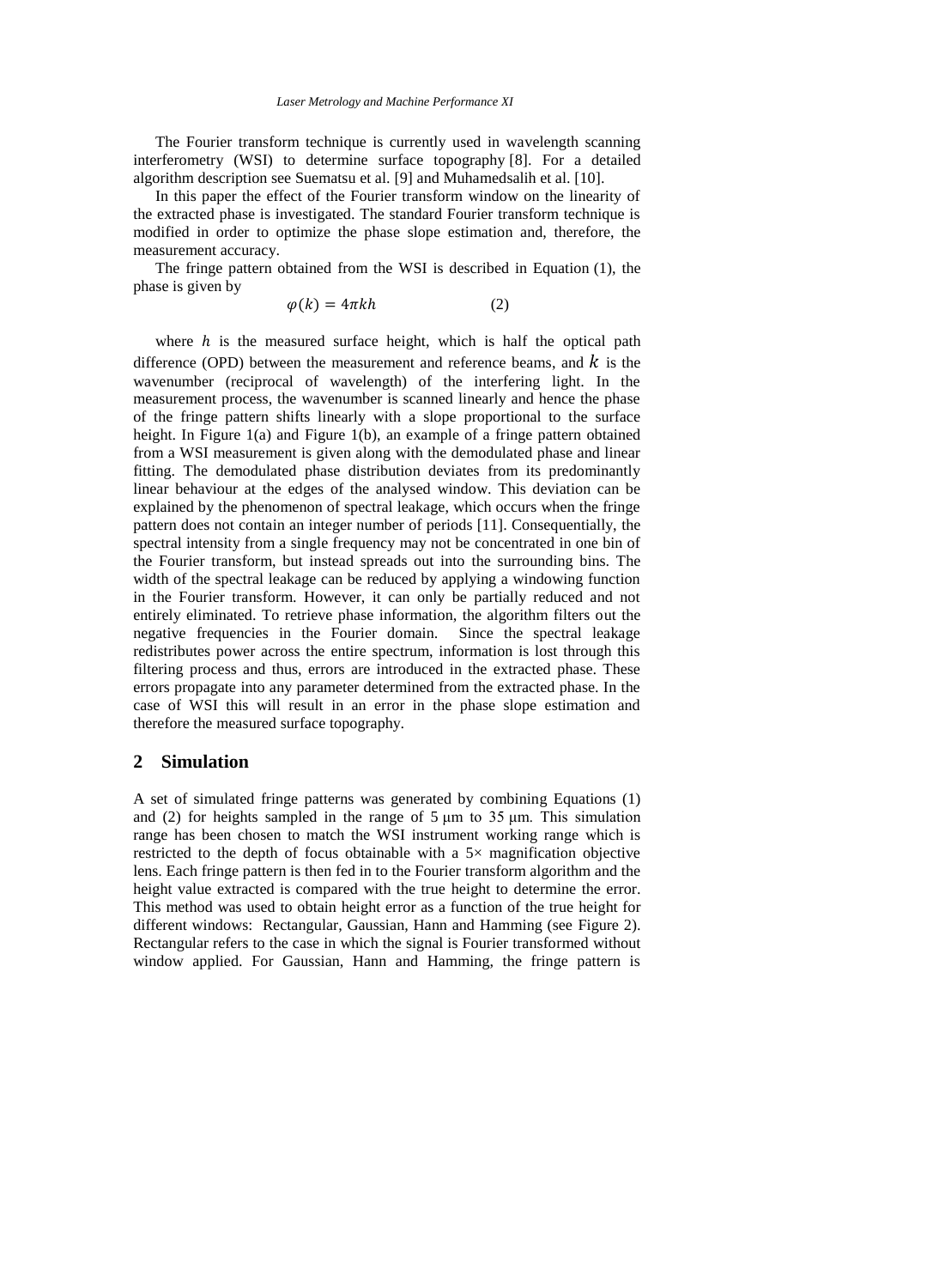The Fourier transform technique is currently used in wavelength scanning interferometry (WSI) to determine surface topography [8]. For a detailed algorithm description see Suematsu et al. [9] and Muhamedsalih et al. [10].

In this paper the effect of the Fourier transform window on the linearity of the extracted phase is investigated. The standard Fourier transform technique is modified in order to optimize the phase slope estimation and, therefore, the measurement accuracy.

The fringe pattern obtained from the WSI is described in Equation (1), the phase is given by

$$\varphi(k) = 4\pi kh \tag{2}$$

where $h$ is the measured surface height, which is half the optical path difference (OPD) between the measurement and reference beams, and $k$ is the wavenumber (reciprocal of wavelength) of the interfering light. In the measurement process, the wavenumber is scanned linearly and hence the phase of the fringe pattern shifts linearly with a slope proportional to the surface height. In Figure 1(a) and Figure 1(b), an example of a fringe pattern obtained from a WSI measurement is given along with the demodulated phase and linear fitting. The demodulated phase distribution deviates from its predominantly linear behaviour at the edges of the analysed window. This deviation can be explained by the phenomenon of spectral leakage, which occurs when the fringe pattern does not contain an integer number of periods [11]. Consequentially, the spectral intensity from a single frequency may not be concentrated in one bin of the Fourier transform, but instead spreads out into the surrounding bins. The width of the spectral leakage can be reduced by applying a windowing function in the Fourier transform. However, it can only be partially reduced and not entirely eliminated. To retrieve phase information, the algorithm filters out the negative frequencies in the Fourier domain. Since the spectral leakage redistributes power across the entire spectrum, information is lost through this filtering process and thus, errors are introduced in the extracted phase. These errors propagate into any parameter determined from the extracted phase. In the case of WSI this will result in an error in the phase slope estimation and therefore the measured surface topography.

## 2 Simulation

A set of simulated fringe patterns was generated by combining Equations (1) and (2) for heights sampled in the range of 5 μm to 35 μm. This simulation range has been chosen to match the WSI instrument working range which is restricted to the depth of focus obtainable with a 5× magnification objective lens. Each fringe pattern is then fed in to the Fourier transform algorithm and the height value extracted is compared with the true height to determine the error. This method was used to obtain height error as a function of the true height for different windows: Rectangular, Gaussian, Hann and Hamming (see Figure 2). Rectangular refers to the case in which the signal is Fourier transformed without window applied. For Gaussian, Hann and Hamming, the fringe pattern is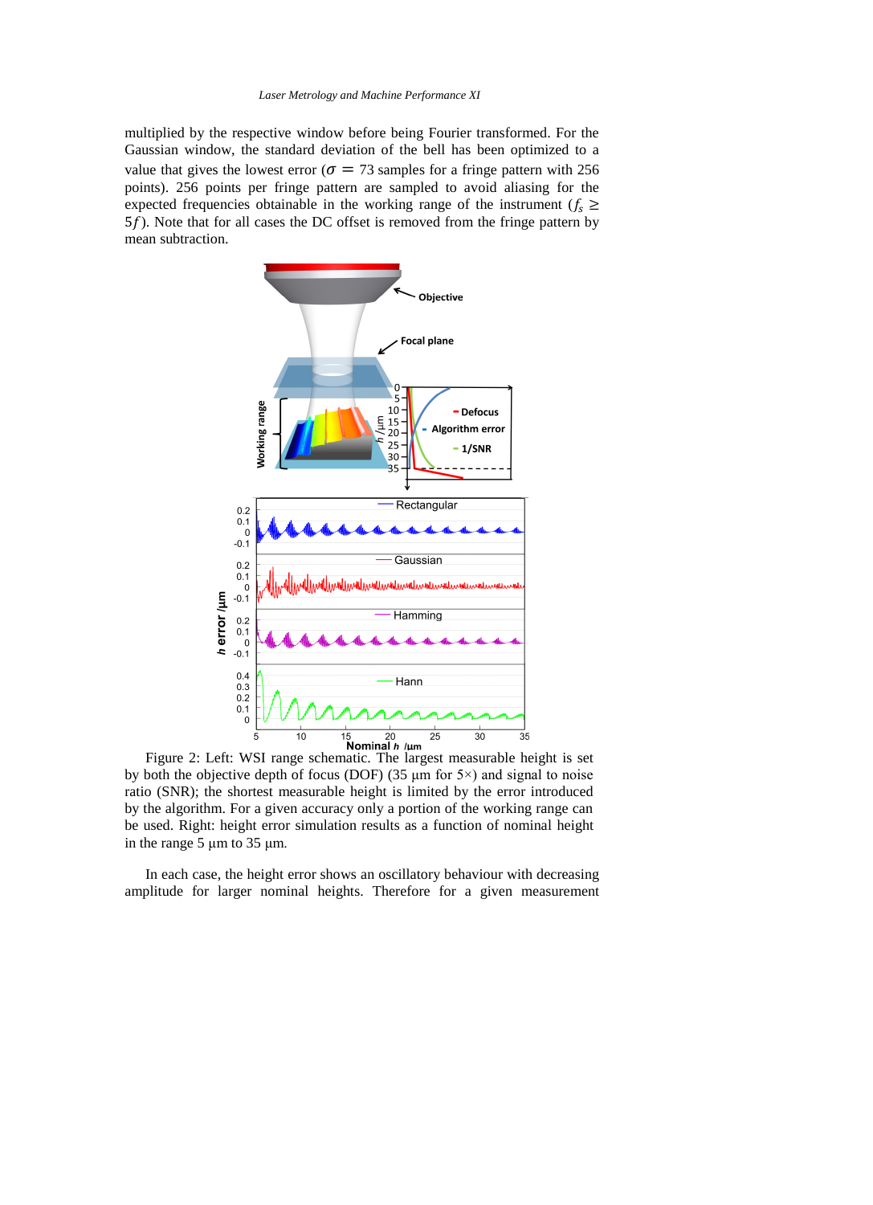multiplied by the respective window before being Fourier transformed. For the Gaussian window, the standard deviation of the bell has been optimized to a value that gives the lowest error ($\sigma = 73$ samples for a fringe pattern with 256 points). 256 points per fringe pattern are sampled to avoid aliasing for the expected frequencies obtainable in the working range of the instrument ($f_s \geq 5f$). Note that for all cases the DC offset is removed from the fringe pattern by mean subtraction.

Figure 2: Left: WSI range schematic. The largest measurable height is set by both the objective depth of focus (DOF) (35 µm for 5×) and signal to noise ratio (SNR); the shortest measurable height is limited by the error introduced by the algorithm. For a given accuracy only a portion of the working range can be used. Right: height error simulation results as a function of nominal height in the range 5 µm to 35 µm.

In each case, the height error shows an oscillatory behaviour with decreasing amplitude for larger nominal heights. Therefore for a given measurement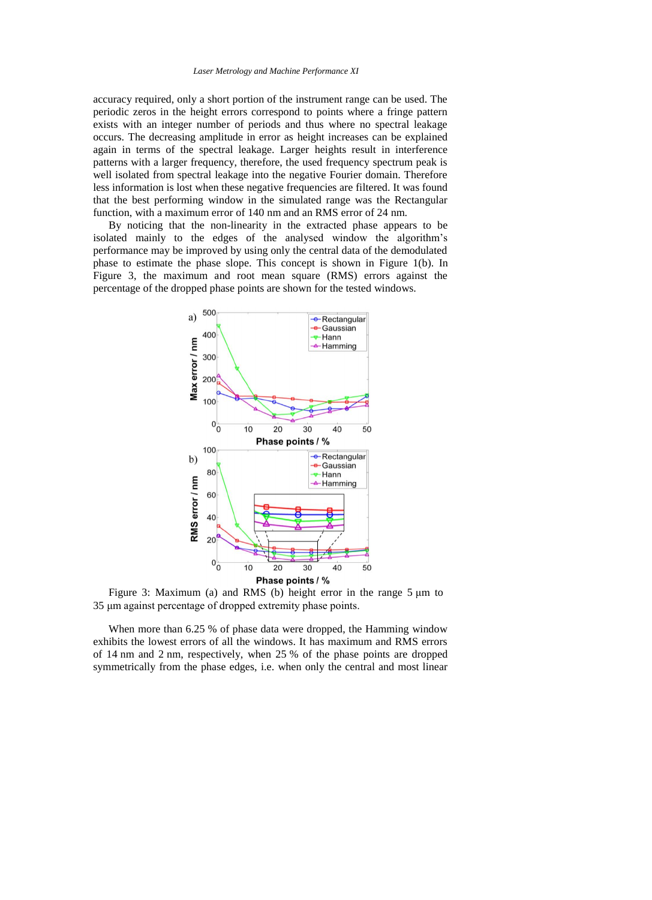accuracy required, only a short portion of the instrument range can be used. The periodic zeros in the height errors correspond to points where a fringe pattern exists with an integer number of periods and thus where no spectral leakage occurs. The decreasing amplitude in error as height increases can be explained again in terms of the spectral leakage. Larger heights result in interference patterns with a larger frequency, therefore, the used frequency spectrum peak is well isolated from spectral leakage into the negative Fourier domain. Therefore less information is lost when these negative frequencies are filtered. It was found that the best performing window in the simulated range was the Rectangular function, with a maximum error of 140 nm and an RMS error of 24 nm.

By noticing that the non-linearity in the extracted phase appears to be isolated mainly to the edges of the analysed window the algorithm's performance may be improved by using only the central data of the demodulated phase to estimate the phase slope. This concept is shown in Figure 1(b). In Figure 3, the maximum and root mean square (RMS) errors against the percentage of the dropped phase points are shown for the tested windows.

Figure 3: Maximum (a) and RMS (b) height error in the range 5 µm to 35 µm against percentage of dropped extremity phase points.

When more than 6.25 % of phase data were dropped, the Hamming window exhibits the lowest errors of all the windows. It has maximum and RMS errors of 14 nm and 2 nm, respectively, when 25 % of the phase points are dropped symmetrically from the phase edges, i.e. when only the central and most linear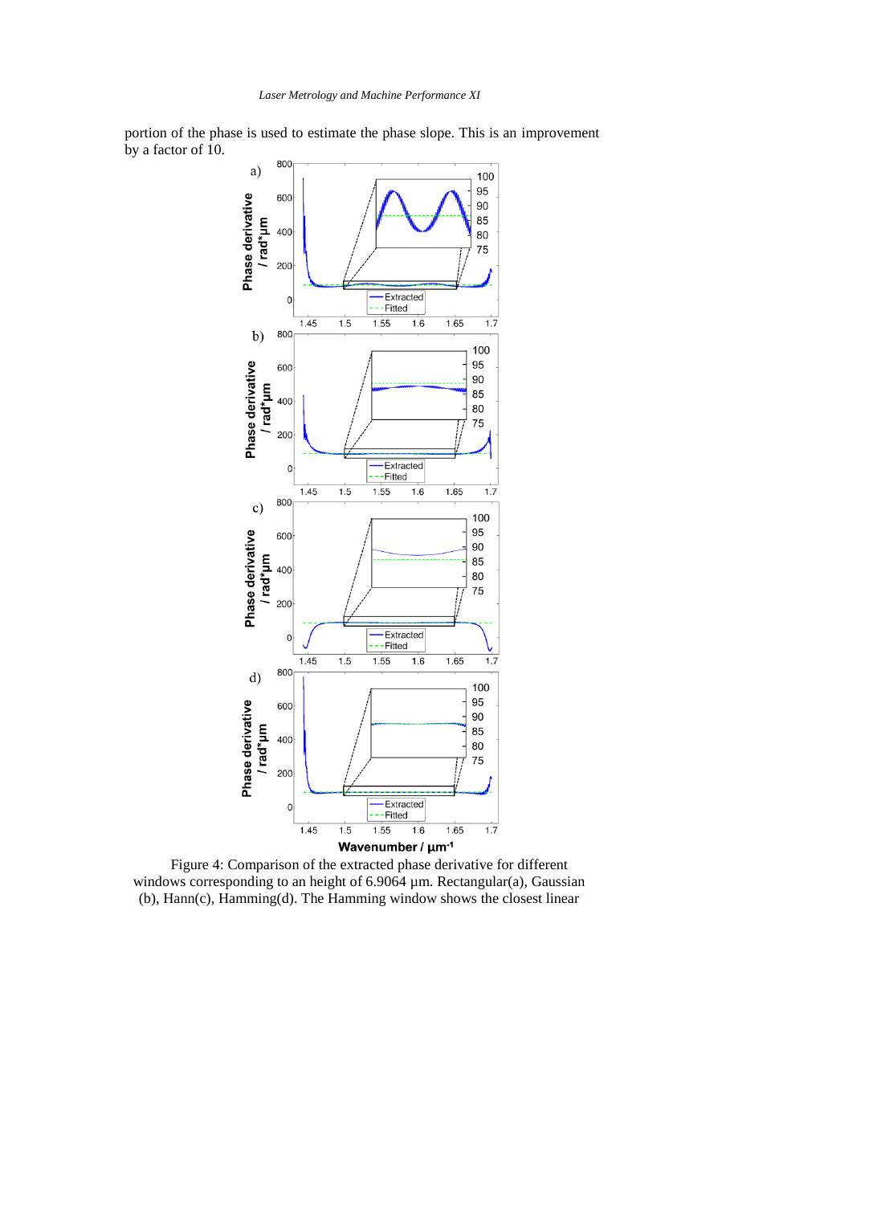portion of the phase is used to estimate the phase slope. This is an improvement by a factor of 10.

Figure 4: Comparison of the extracted phase derivative for different windows corresponding to an height of 6.9064 µm. Rectangular(a), Gaussian (b), Hann(c), Hamming(d). The Hamming window shows the closest linear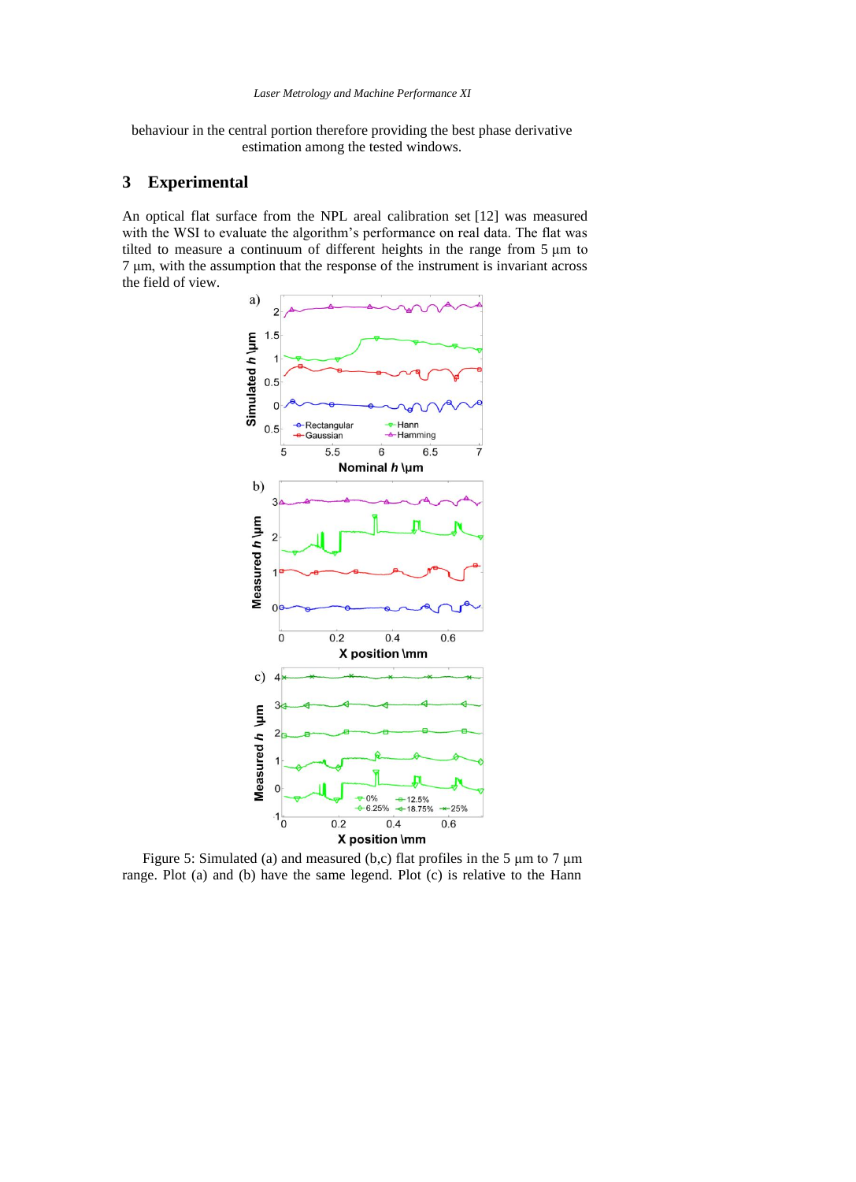behaviour in the central portion therefore providing the best phase derivative estimation among the tested windows.

## 3 Experimental

An optical flat surface from the NPL areal calibration set [12] was measured with the WSI to evaluate the algorithm's performance on real data. The flat was tilted to measure a continuum of different heights in the range from 5 µm to 7 µm, with the assumption that the response of the instrument is invariant across the field of view.

Figure 5: Simulated (a) and measured (b,c) flat profiles in the 5 µm to 7 µm range. Plot (a) and (b) have the same legend. Plot (c) is relative to the Hann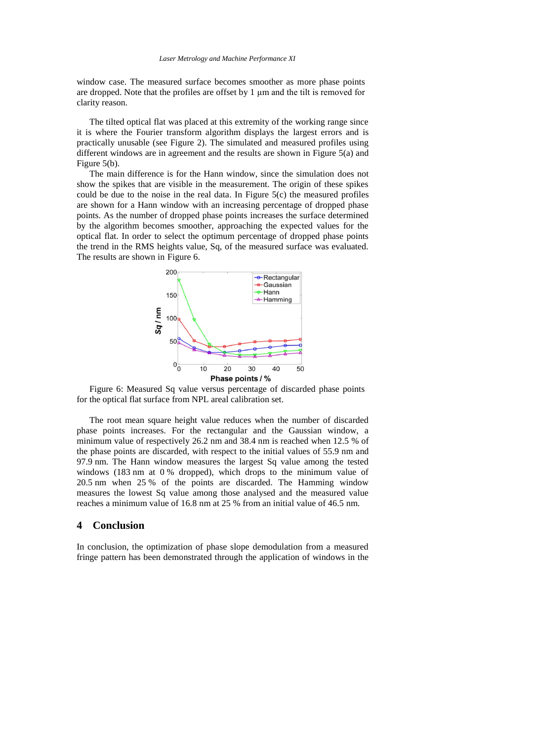window case. The measured surface becomes smoother as more phase points are dropped. Note that the profiles are offset by 1 μm and the tilt is removed for clarity reason.

The tilted optical flat was placed at this extremity of the working range since it is where the Fourier transform algorithm displays the largest errors and is practically unusable (see Figure 2). The simulated and measured profiles using different windows are in agreement and the results are shown in Figure 5(a) and Figure 5(b).

The main difference is for the Hann window, since the simulation does not show the spikes that are visible in the measurement. The origin of these spikes could be due to the noise in the real data. In Figure 5(c) the measured profiles are shown for a Hann window with an increasing percentage of dropped phase points. As the number of dropped phase points increases the surface determined by the algorithm becomes smoother, approaching the expected values for the optical flat. In order to select the optimum percentage of dropped phase points the trend in the RMS heights value, Sq, of the measured surface was evaluated. The results are shown in Figure 6.

Figure 6: Measured Sq value versus percentage of discarded phase points for the optical flat surface from NPL areal calibration set.

The root mean square height value reduces when the number of discarded phase points increases. For the rectangular and the Gaussian window, a minimum value of respectively 26.2 nm and 38.4 nm is reached when 12.5 % of the phase points are discarded, with respect to the initial values of 55.9 nm and 97.9 nm. The Hann window measures the largest Sq value among the tested windows (183 nm at 0 % dropped), which drops to the minimum value of 20.5 nm when 25 % of the points are discarded. The Hamming window measures the lowest Sq value among those analysed and the measured value reaches a minimum value of 16.8 nm at 25 % from an initial value of 46.5 nm.

## 4 Conclusion

In conclusion, the optimization of phase slope demodulation from a measured fringe pattern has been demonstrated through the application of windows in the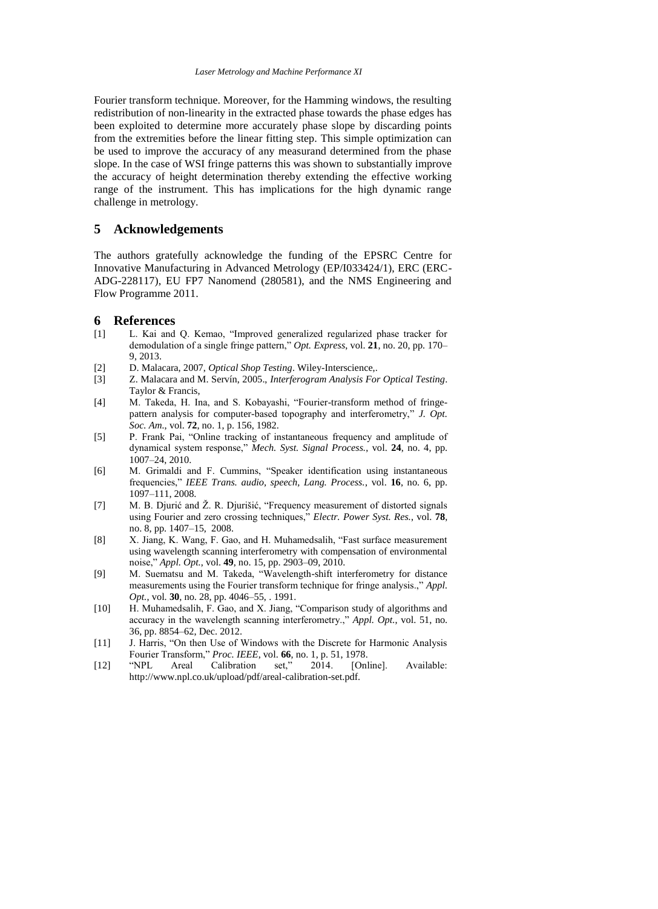Fourier transform technique. Moreover, for the Hamming windows, the resulting redistribution of non-linearity in the extracted phase towards the phase edges has been exploited to determine more accurately phase slope by discarding points from the extremities before the linear fitting step. This simple optimization can be used to improve the accuracy of any measurand determined from the phase slope. In the case of WSI fringe patterns this was shown to substantially improve the accuracy of height determination thereby extending the effective working range of the instrument. This has implications for the high dynamic range challenge in metrology.

## 5 Acknowledgements

The authors gratefully acknowledge the funding of the EPSRC Centre for Innovative Manufacturing in Advanced Metrology (EP/I033424/1), ERC (ERC-ADG-228117), EU FP7 Nanomend (280581), and the NMS Engineering and Flow Programme 2011.

## 6 References

[1] L. Kai and Q. Kemao, "Improved generalized regularized phase tracker for demodulation of a single fringe pattern," *Opt. Express*, vol. **21**, no. 20, pp. 170–9, 2013.

[2] D. Malacara, 2007, *Optical Shop Testing*. Wiley-Interscience,.

[3] Z. Malacara and M. Servín, 2005., *Interferogram Analysis For Optical Testing*. Taylor & Francis,

[4] M. Takeda, H. Ina, and S. Kobayashi, "Fourier-transform method of fringe-pattern analysis for computer-based topography and interferometry," *J. Opt. Soc. Am.*, vol. **72**, no. 1, p. 156, 1982.

[5] P. Frank Pai, "Online tracking of instantaneous frequency and amplitude of dynamical system response," *Mech. Syst. Signal Process.*, vol. **24**, no. 4, pp. 1007–24, 2010.

[6] M. Grimaldi and F. Cummins, "Speaker identification using instantaneous frequencies," *IEEE Trans. audio, speech, Lang. Process.*, vol. **16**, no. 6, pp. 1097–111, 2008.

[7] M. B. Djurić and Ž. R. Djurišić, "Frequency measurement of distorted signals using Fourier and zero crossing techniques," *Electr. Power Syst. Res.*, vol. **78**, no. 8, pp. 1407–15, 2008.

[8] X. Jiang, K. Wang, F. Gao, and H. Muhamedsalih, "Fast surface measurement using wavelength scanning interferometry with compensation of environmental noise," *Appl. Opt.*, vol. **49**, no. 15, pp. 2903–09, 2010.

[9] M. Suematsu and M. Takeda, "Wavelength-shift interferometry for distance measurements using the Fourier transform technique for fringe analysis.," *Appl. Opt.*, vol. **30**, no. 28, pp. 4046–55, . 1991.

[10] H. Muhamedsalih, F. Gao, and X. Jiang, "Comparison study of algorithms and accuracy in the wavelength scanning interferometry.," *Appl. Opt.*, vol. 51, no. 36, pp. 8854–62, Dec. 2012.

[11] J. Harris, "On then Use of Windows with the Discrete for Harmonic Analysis Fourier Transform," *Proc. IEEE*, vol. **66**, no. 1, p. 51, 1978.

[12] "NPL Areal Calibration set," 2014. [Online]. Available: http://www.npl.co.uk/upload/pdf/areal-calibration-set.pdf.